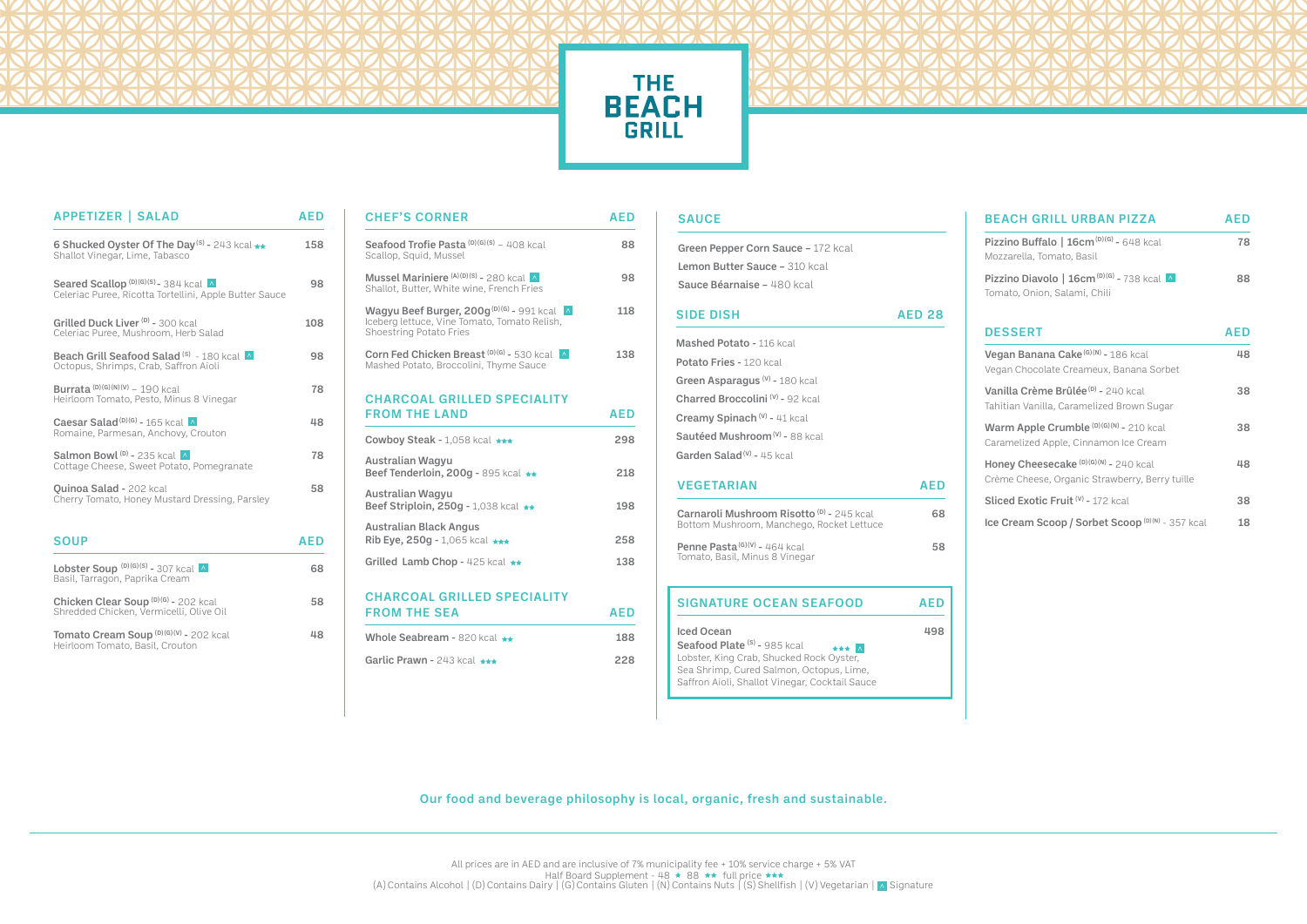# THE BEACH GRILL

## APPETIZER | SALAD

| Item | AED |
|---|---|
| **6 Shucked Oyster Of The Day** (S) - 243 kcal ★★<br>Shallot Vinegar, Lime, Tabasco | 158 |
| **Seared Scallop** (D)(G)(S) - 384 kcal [Signature]<br>Celeriac Puree, Ricotta Tortellini, Apple Butter Sauce | 98 |
| **Grilled Duck Liver** (D) - 300 kcal<br>Celeriac Puree, Mushroom, Herb Salad | 108 |
| **Beach Grill Seafood Salad** (S) - 180 kcal [Signature]<br>Octopus, Shrimps, Crab, Saffron Aioli | 98 |
| **Burrata** (D)(G)(N)(V) – 190 kcal<br>Heirloom Tomato, Pesto, Minus 8 Vinegar | 78 |
| **Caesar Salad** (D)(G) - 165 kcal [Signature]<br>Romaine, Parmesan, Anchovy, Crouton | 48 |
| **Salmon Bowl** (D) - 235 kcal [Signature]<br>Cottage Cheese, Sweet Potato, Pomegranate | 78 |
| **Quinoa Salad** - 202 kcal<br>Cherry Tomato, Honey Mustard Dressing, Parsley | 58 |

## SOUP

| Item | AED |
|---|---|
| **Lobster Soup** (D)(G)(S) - 307 kcal [Signature]<br>Basil, Tarragon, Paprika Cream | 68 |
| **Chicken Clear Soup** (D)(G) - 202 kcal<br>Shredded Chicken, Vermicelli, Olive Oil | 58 |
| **Tomato Cream Soup** (D)(G)(V) - 202 kcal<br>Heirloom Tomato, Basil, Crouton | 48 |

## CHEF'S CORNER

| Item | AED |
|---|---|
| **Seafood Trofie Pasta** (D)(G)(S) – 408 kcal<br>Scallop, Squid, Mussel | 88 |
| **Mussel Mariniere** (A)(D)(S) - 280 kcal [Signature]<br>Shallot, Butter, White wine, French Fries | 98 |
| **Wagyu Beef Burger, 200g** (D)(G) - 991 kcal [Signature]<br>Iceberg lettuce, Vine Tomato, Tomato Relish, Shoestring Potato Fries | 118 |
| **Corn Fed Chicken Breast** (D)(G) - 530 kcal [Signature]<br>Mashed Potato, Broccolini, Thyme Sauce | 138 |

## CHARCOAL GRILLED SPECIALITY FROM THE LAND

| Item | AED |
|---|---|
| **Cowboy Steak** - 1,058 kcal ★★★ | 298 |
| **Australian Wagyu Beef Tenderloin, 200g** - 895 kcal ★★ | 218 |
| **Australian Wagyu Beef Striploin, 250g** - 1,038 kcal ★★ | 198 |
| **Australian Black Angus Rib Eye, 250g** - 1,065 kcal ★★★ | 258 |
| **Grilled Lamb Chop** - 425 kcal ★★ | 138 |

## CHARCOAL GRILLED SPECIALITY FROM THE SEA

| Item | AED |
|---|---|
| **Whole Seabream** - 820 kcal ★★ | 188 |
| **Garlic Prawn** - 243 kcal ★★★ | 228 |

## SAUCE

- **Green Pepper Corn Sauce** – 172 kcal
- **Lemon Butter Sauce** – 310 kcal
- **Sauce Béarnaise** – 480 kcal

## SIDE DISH — AED 28

- **Mashed Potato** - 116 kcal
- **Potato Fries** - 120 kcal
- **Green Asparagus** (V) - 180 kcal
- **Charred Broccolini** (V) - 92 kcal
- **Creamy Spinach** (V) - 41 kcal
- **Sautéed Mushroom** (V) - 88 kcal
- **Garden Salad** (V) - 45 kcal

## VEGETARIAN

| Item | AED |
|---|---|
| **Carnaroli Mushroom Risotto** (D) - 245 kcal<br>Bottom Mushroom, Manchego, Rocket Lettuce | 68 |
| **Penne Pasta** (G)(V) - 464 kcal<br>Tomato, Basil, Minus 8 Vinegar | 58 |

## SIGNATURE OCEAN SEAFOOD

| Item | AED |
|---|---|
| **Iced Ocean Seafood Plate** (S) - 985 kcal ★★★ [Signature]<br>Lobster, King Crab, Shucked Rock Oyster, Sea Shrimp, Cured Salmon, Octopus, Lime, Saffron Aioli, Shallot Vinegar, Cocktail Sauce | 498 |

## BEACH GRILL URBAN PIZZA

| Item | AED |
|---|---|
| **Pizzino Buffalo \| 16cm** (D)(G) - 648 kcal<br>Mozzarella, Tomato, Basil | 78 |
| **Pizzino Diavolo \| 16cm** (D)(G) - 738 kcal [Signature]<br>Tomato, Onion, Salami, Chili | 88 |

## DESSERT

| Item | AED |
|---|---|
| **Vegan Banana Cake** (G)(N) - 186 kcal<br>Vegan Chocolate Creameux, Banana Sorbet | 48 |
| **Vanilla Crème Brûlée** (D) - 240 kcal<br>Tahitian Vanilla, Caramelized Brown Sugar | 38 |
| **Warm Apple Crumble** (D)(G)(N) - 210 kcal<br>Caramelized Apple, Cinnamon Ice Cream | 38 |
| **Honey Cheesecake** (D)(G)(N) - 240 kcal<br>Crème Cheese, Organic Strawberry, Berry tuille | 48 |
| **Sliced Exotic Fruit** (V) - 172 kcal | 38 |
| **Ice Cream Scoop / Sorbet Scoop** (D)(N) - 357 kcal | 18 |

Our food and beverage philosophy is local, organic, fresh and sustainable.

All prices are in AED and are inclusive of 7% municipality fee + 10% service charge + 5% VAT

Half Board Supplement - 48 ★ 88 ★★ full price ★★★

(A) Contains Alcohol | (D) Contains Dairy | (G) Contains Gluten | (N) Contains Nuts | (S) Shellfish | (V) Vegetarian | [Signature] Signature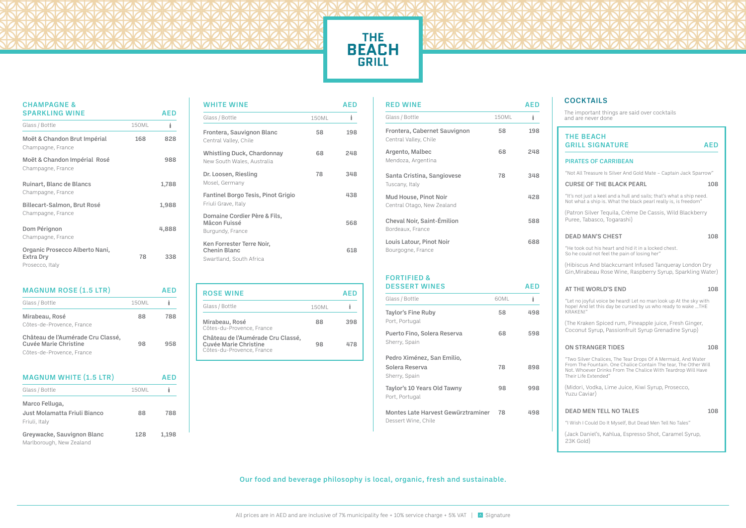# THE BEACH GRILL

## CHAMPAGNE & SPARKLING WINE

| Glass / Bottle | 150ML | AED (Bottle) |
|---|---|---|
| **Moët & Chandon Brut Impérial**<br>Champagne, France | 168 | 828 |
| **Moët & Chandon Impérial Rosé**<br>Champagne, France | | 988 |
| **Ruinart, Blanc de Blancs**<br>Champagne, France | | 1,788 |
| **Billecart-Salmon, Brut Rosé**<br>Champagne, France | | 1,988 |
| **Dom Pérignon**<br>Champagne, France | | 4,888 |
| **Organic Prosecco Alberto Nani, Extra Dry**<br>Prosecco, Italy | 78 | 338 |

## MAGNUM ROSE (1.5 LTR)

| Glass / Bottle | 150ML | AED (Bottle) |
|---|---|---|
| **Mirabeau, Rosé**<br>Côtes-de-Provence, France | 88 | 788 |
| **Château de l'Aumérade Cru Classé, Cuvée Marie Christine**<br>Côtes-de-Provence, France | 98 | 958 |

## MAGNUM WHITE (1.5 LTR)

| Glass / Bottle | 150ML | AED (Bottle) |
|---|---|---|
| **Marco Felluga, Just Molamatta Friuli Bianco**<br>Friuli, Italy | 88 | 788 |
| **Greywacke, Sauvignon Blanc**<br>Marlborough, New Zealand | 128 | 1,198 |

## WHITE WINE

| Glass / Bottle | 150ML | AED (Bottle) |
|---|---|---|
| **Frontera, Sauvignon Blanc**<br>Central Valley, Chile | 58 | 198 |
| **Whistling Duck, Chardonnay**<br>New South Wales, Australia | 68 | 248 |
| **Dr. Loosen, Riesling**<br>Mosel, Germany | 78 | 348 |
| **Fantinel Borgo Tesis, Pinot Grigio**<br>Friuli Grave, Italy | | 438 |
| **Domaine Cordier Père & Fils, Mâcon Fuissé**<br>Burgundy, France | | 568 |
| **Ken Forrester Terre Noir, Chenin Blanc**<br>Swartland, South Africa | | 618 |

## ROSE WINE

| Glass / Bottle | 150ML | AED (Bottle) |
|---|---|---|
| **Mirabeau, Rosé**<br>Côtes-du-Provence, France | 88 | 398 |
| **Château de l'Aumérade Cru Classé, Cuvée Marie Christine**<br>Côtes-du-Provence, France | 98 | 478 |

## RED WINE

| Glass / Bottle | 150ML | AED (Bottle) |
|---|---|---|
| **Frontera, Cabernet Sauvignon**<br>Central Valley, Chile | 58 | 198 |
| **Argento, Malbec**<br>Mendoza, Argentina | 68 | 248 |
| **Santa Cristina, Sangiovese**<br>Tuscany, Italy | 78 | 348 |
| **Mud House, Pinot Noir**<br>Central Otago, New Zealand | | 428 |
| **Cheval Noir, Saint-Émilion**<br>Bordeaux, France | | 588 |
| **Louis Latour, Pinot Noir**<br>Bourgogne, France | | 688 |

## FORTIFIED & DESSERT WINES

| Glass / Bottle | 60ML | AED (Bottle) |
|---|---|---|
| **Taylor's Fine Ruby**<br>Port, Portugal | 58 | 498 |
| **Puerto Fino, Solera Reserva**<br>Sherry, Spain | 68 | 598 |
| **Pedro Ximénez, San Emilio, Solera Reserva**<br>Sherry, Spain | 78 | 898 |
| **Taylor's 10 Years Old Tawny**<br>Port, Portugal | 98 | 998 |
| **Montes Late Harvest Gewürztraminer**<br>Dessert Wine, Chile | 78 | 498 |

## COCKTAILS

The important things are said over cocktails and are never done

### THE BEACH GRILL SIGNATURE (AED)

#### PIRATES OF CARRIBEAN

"Not All Treasure Is Silver And Gold Mate – Captain Jack Sparrow"

**CURSE OF THE BLACK PEARL** — 108

"It's not just a keel and a hull and sails; that's what a ship need. Not what a ship is. What the black pearl really is, is freedom"

(Patron Silver Tequila, Crème De Cassis, Wild Blackberry Puree, Tabasco, Togarashi)

**DEAD MAN'S CHEST** — 108

"He took out his heart and hid it in a locked chest. So he could not feel the pain of losing her"

(Hibiscus And blackcurrant Infused Tanqueray London Dry Gin,Mirabeau Rose Wine, Raspberry Syrup, Sparkling Water)

**AT THE WORLD'S END** — 108

"Let no joyful voice be heard! Let no man look up at the sky with hope! And let this day be cursed by us who ready to wake ...THE KRAKEN!"

(The Kraken Spiced rum, Pineapple juice, Fresh Ginger, Coconut Syrup, Passionfruit Syrup Grenadine Syrup)

**ON STRANGER TIDES** — 108

"Two Silver Chalices, The Tear Drops Of A Mermaid, And Water From The Fountain. One Chalice Contain The tear, The Other Will Not. Whoever Drinks From The Chalice With Teardrop Will Have Their Life Extended"

(Midori, Vodka, Lime Juice, Kiwi Syrup, Prosecco, Yuzu Caviar)

**DEAD MEN TELL NO TALES** — 108

"I Wish I Could Do It Myself, But Dead Men Tell No Tales"

(Jack Daniel's, Kahlua, Espresso Shot, Caramel Syrup, 23K Gold)

Our food and beverage philosophy is local, organic, fresh and sustainable.

All prices are in AED and are inclusive of 7% municipality fee + 10% service charge + 5% VAT | Signature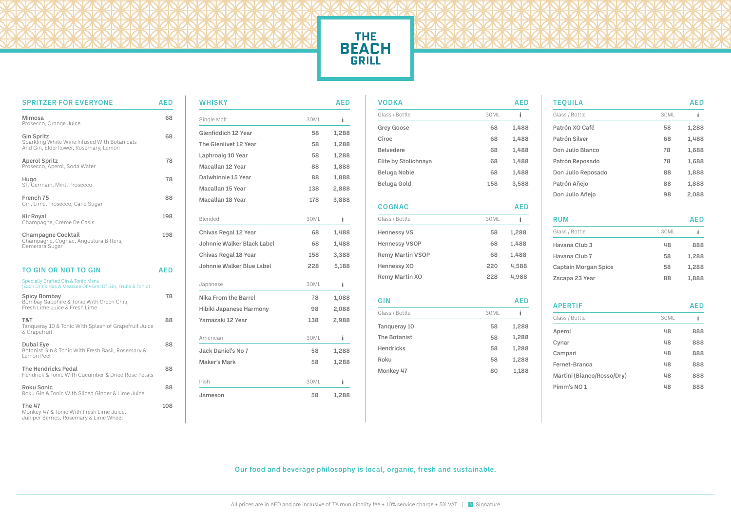# THE BEACH GRILL

## SPRITZER FOR EVERYONE

| Item | AED |
|---|---|
| **Mimosa**<br>Prosecco, Orange Juice | 68 |
| **Gin Spritz**<br>Sparkling White Wine Infused With Botanicals And Gin, Elderflower, Rosemary, Lemon | 68 |
| **Aperol Spritz**<br>Prosecco, Aperol, Soda Water | 78 |
| **Hugo**<br>ST. Germain, Mint, Prosecco | 78 |
| **French 75**<br>Gin, Lime, Prosecco, Cane Sugar | 88 |
| **Kir Royal**<br>Champagne, Crème De Casis | 198 |
| **Champagne Cocktail**<br>Champagne, Cognac, Angostura Bitters, Demerara Sugar | 198 |

## TO GIN OR NOT TO GIN

Specially Crafted Gin & Tonic Menu
(Each Drink Has A Measure Of 45ml Of Gin, Fruits & Tonic)

| Item | AED |
|---|---|
| **Spicy Bombay**<br>Bombay Sapphire & Tonic With Green Chili, Fresh Lime Juice & Fresh Lime | 78 |
| **T&T**<br>Tanqueray 10 & Tonic With Splash of Grapefruit Juice & Grapefruit | 88 |
| **Dubai Eye**<br>Botanist Gin & Tonic With Fresh Basil, Rosemary & Lemon Peel | 88 |
| **The Hendricks Pedal**<br>Hendrick & Tonic With Cucumber & Dried Rose Petals | 88 |
| **Roku Sonic**<br>Roku Gin & Tonic With Sliced Ginger & Lime Juice | 88 |
| **The 47**<br>Monkey 47 & Tonic With Fresh Lime Juice, Juniper Berries, Rosemary & Lime Wheel | 108 |

## WHISKY (AED)

| Single Malt | 30ML | Bottle |
|---|---|---|
| Glenfiddich 12 Year | 58 | 1,288 |
| The Glenlivet 12 Year | 58 | 1,288 |
| Laphroaig 10 Year | 58 | 1,288 |
| Macallan 12 Year | 88 | 1,888 |
| Dalwhinnie 15 Year | 88 | 1,888 |
| Macallan 15 Year | 138 | 2,888 |
| Macallan 18 Year | 178 | 3,888 |

| Blended | 30ML | Bottle |
|---|---|---|
| Chivas Regal 12 Year | 68 | 1,488 |
| Johnnie Walker Black Label | 68 | 1,488 |
| Chivas Regal 18 Year | 158 | 3,388 |
| Johnnie Walker Blue Label | 228 | 5,188 |

| Japanese | 30ML | Bottle |
|---|---|---|
| Nika From the Barrel | 78 | 1,088 |
| Hibiki Japanese Harmony | 98 | 2,088 |
| Yamazaki 12 Year | 138 | 2,988 |

| American | 30ML | Bottle |
|---|---|---|
| Jack Daniel's No 7 | 58 | 1,288 |
| Maker's Mark | 58 | 1,288 |

| Irish | 30ML | Bottle |
|---|---|---|
| Jameson | 58 | 1,288 |

## VODKA (AED)

| Glass / Bottle | 30ML | Bottle |
|---|---|---|
| Grey Goose | 68 | 1,488 |
| Cîroc | 68 | 1,488 |
| Belvedere | 68 | 1,488 |
| Elite by Stolichnaya | 68 | 1,488 |
| Beluga Noble | 68 | 1,488 |
| Beluga Gold | 158 | 3,588 |

## COGNAC (AED)

| Glass / Bottle | 30ML | Bottle |
|---|---|---|
| Hennessy VS | 58 | 1,288 |
| Hennessy VSOP | 68 | 1,488 |
| Remy Martin VSOP | 68 | 1,488 |
| Hennessy XO | 220 | 4,588 |
| Remy Martin XO | 228 | 4,988 |

## GIN (AED)

| Glass / Bottle | 30ML | Bottle |
|---|---|---|
| Tanqueray 10 | 58 | 1,288 |
| The Botanist | 58 | 1,288 |
| Hendricks | 58 | 1,288 |
| Roku | 58 | 1,288 |
| Monkey 47 | 80 | 1,188 |

## TEQUILA (AED)

| Glass / Bottle | 30ML | Bottle |
|---|---|---|
| Patrón XO Café | 58 | 1,288 |
| Patrón Silver | 68 | 1,488 |
| Don Julio Blanco | 78 | 1,688 |
| Patrón Reposado | 78 | 1,688 |
| Don Julio Reposado | 88 | 1,888 |
| Patrón Añejo | 88 | 1,888 |
| Don Julio Añejo | 98 | 2,088 |

## RUM (AED)

| Glass / Bottle | 30ML | Bottle |
|---|---|---|
| Havana Club 3 | 48 | 888 |
| Havana Club 7 | 58 | 1,288 |
| Captain Morgan Spice | 58 | 1,288 |
| Zacapa 23 Year | 88 | 1,888 |

## APERTIF (AED)

| Glass / Bottle | 30ML | Bottle |
|---|---|---|
| Aperol | 48 | 888 |
| Cynar | 48 | 888 |
| Campari | 48 | 888 |
| Fernet-Branca | 48 | 888 |
| Martini (Bianco/Rosso/Dry) | 48 | 888 |
| Pimm's NO 1 | 48 | 888 |

Our food and beverage philosophy is local, organic, fresh and sustainable.

All prices are in AED and are inclusive of 7% municipality fee + 10% service charge + 5% VAT | Signature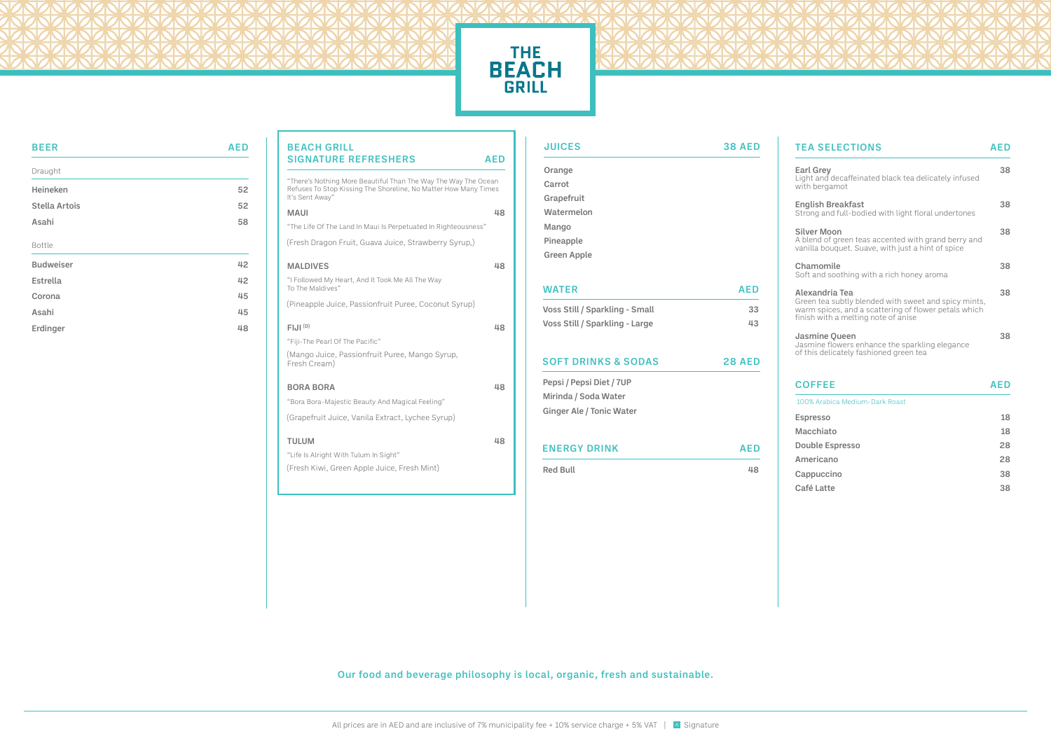# THE BEACH GRILL

## BEER

| Draught | AED |
|---|---|
| Heineken | 52 |
| Stella Artois | 52 |
| Asahi | 58 |

| Bottle | AED |
|---|---|
| Budweiser | 42 |
| Estrella | 42 |
| Corona | 45 |
| Asahi | 45 |
| Erdinger | 48 |

## BEACH GRILL SIGNATURE REFRESHERS — AED

"There's Nothing More Beautiful Than The Way The Way The Ocean Refuses To Stop Kissing The Shoreline, No Matter How Many Times It's Sent Away"

**MAUI** — 48

"The Life Of The Land In Maui Is Perpetuated In Righteousness"

(Fresh Dragon Fruit, Guava Juice, Strawberry Syrup,)

**MALDIVES** — 48

"I Followed My Heart, And It Took Me All The Way To The Maldives"

(Pineapple Juice, Passionfruit Puree, Coconut Syrup)

**FIJI** (D) — 48

"Fiji-The Pearl Of The Pacific"

(Mango Juice, Passionfruit Puree, Mango Syrup, Fresh Cream)

**BORA BORA** — 48

"Bora Bora-Majestic Beauty And Magical Feeling"

(Grapefruit Juice, Vanila Extract, Lychee Syrup)

**TULUM** — 48

"Life Is Alright With Tulum In Sight"

(Fresh Kiwi, Green Apple Juice, Fresh Mint)

## JUICES — 38 AED

- Orange
- Carrot
- Grapefruit
- Watermelon
- Mango
- Pineapple
- Green Apple

## WATER

| | AED |
|---|---|
| Voss Still / Sparkling - Small | 33 |
| Voss Still / Sparkling - Large | 43 |

## SOFT DRINKS & SODAS — 28 AED

- Pepsi / Pepsi Diet / 7UP
- Mirinda / Soda Water
- Ginger Ale / Tonic Water

## ENERGY DRINK

| | AED |
|---|---|
| Red Bull | 48 |

## TEA SELECTIONS — AED

**Earl Grey** — 38
Light and decaffeinated black tea delicately infused with bergamot

**English Breakfast** — 38
Strong and full-bodied with light floral undertones

**Silver Moon** — 38
A blend of green teas accented with grand berry and vanilla bouquet. Suave, with just a hint of spice

**Chamomile** — 38
Soft and soothing with a rich honey aroma

**Alexandria Tea** — 38
Green tea subtly blended with sweet and spicy mints, warm spices, and a scattering of flower petals which finish with a melting note of anise

**Jasmine Queen** — 38
Jasmine flowers enhance the sparkling elegance of this delicately fashioned green tea

## COFFEE

100% Arabica Medium-Dark Roast

| | AED |
|---|---|
| Espresso | 18 |
| Macchiato | 18 |
| Double Espresso | 28 |
| Americano | 28 |
| Cappuccino | 38 |
| Café Latte | 38 |

Our food and beverage philosophy is local, organic, fresh and sustainable.

All prices are in AED and are inclusive of 7% municipality fee + 10% service charge + 5% VAT | Signature